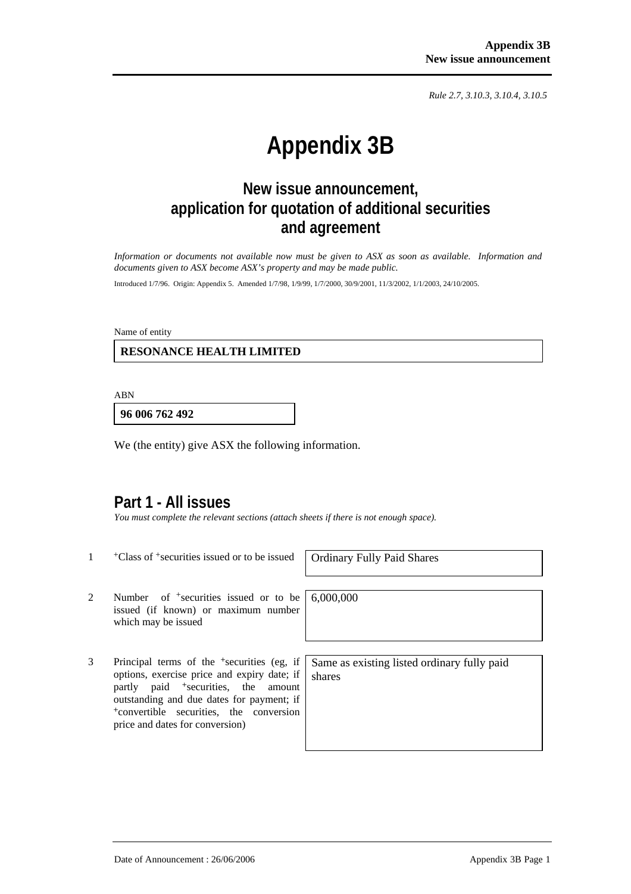Rule 2.7, 3.10.3, 3.10.4, 3.10.5

# Appendix 3B

## New issue announcement, application for quotation of additional securities and agreement

*Information or documents not available now must be given to ASX as soon as available. Information and documents given to ASX become ASX's property and may be made public.*

Introduced 1/7/96. Origin: Appendix 5. Amended 1/7/98, 1/9/99, 1/7/2000, 30/9/2001, 11/3/2002, 1/1/2003, 24/10/2005.

Name of entity

**RESONANCE HEALTH LIMITED**

ABN

**96 006 762 492**

We (the entity) give ASX the following information.

## Part 1 - All issues

*You must complete the relevant sections (attach sheets if there is not enough space).*

| | | |
|---|---|---|
| 1 | +Class of +securities issued or to be issued | Ordinary Fully Paid Shares |
| 2 | Number of +securities issued or to be issued (if known) or maximum number which may be issued | 6,000,000 |
| 3 | Principal terms of the +securities (eg, if options, exercise price and expiry date; if partly paid +securities, the amount outstanding and due dates for payment; if +convertible securities, the conversion price and dates for conversion) | Same as existing listed ordinary fully paid shares |

Date of Announcement : 26/06/2006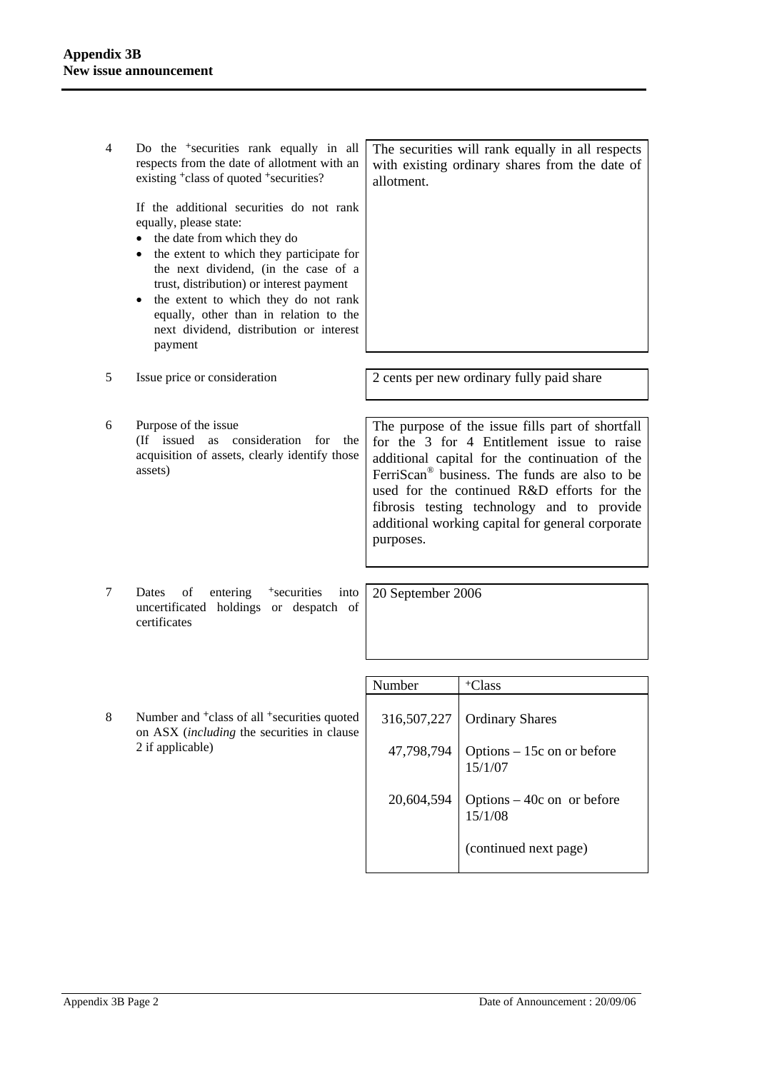| | | |
|---|---|---|
| 4 | Do the +securities rank equally in all respects from the date of allotment with an existing +class of quoted +securities?<br><br>If the additional securities do not rank equally, please state:<br>• the date from which they do<br>• the extent to which they participate for the next dividend, (in the case of a trust, distribution) or interest payment<br>• the extent to which they do not rank equally, other than in relation to the next dividend, distribution or interest payment | The securities will rank equally in all respects with existing ordinary shares from the date of allotment. |
| 5 | Issue price or consideration | 2 cents per new ordinary fully paid share |
| 6 | Purpose of the issue<br>(If issued as consideration for the acquisition of assets, clearly identify those assets) | The purpose of the issue fills part of shortfall for the 3 for 4 Entitlement issue to raise additional capital for the continuation of the FerriScan® business. The funds are also to be used for the continued R&D efforts for the fibrosis testing technology and to provide additional working capital for general corporate purposes. |
| 7 | Dates of entering +securities into uncertificated holdings or despatch of certificates | 20 September 2006 |

8 Number and +class of all +securities quoted on ASX (*including* the securities in clause 2 if applicable)

| Number | +Class |
|---|---|
| 316,507,227 | Ordinary Shares |
| 47,798,794 | Options – 15c on or before 15/1/07 |
| 20,604,594 | Options – 40c on or before 15/1/08 |
| | (continued next page) |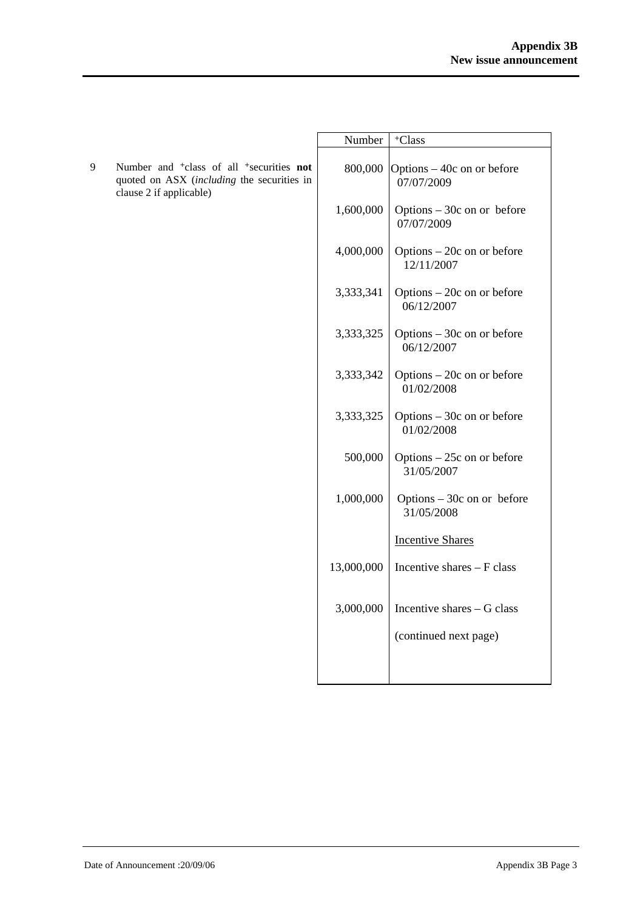| | | Number | +Class |
|---|---|---|---|
| 9 | Number and +class of all +securities **not** quoted on ASX (*including* the securities in clause 2 if applicable) | 800,000 | Options – 40c on or before 07/07/2009 |
| | | 1,600,000 | Options – 30c on or before 07/07/2009 |
| | | 4,000,000 | Options – 20c on or before 12/11/2007 |
| | | 3,333,341 | Options – 20c on or before 06/12/2007 |
| | | 3,333,325 | Options – 30c on or before 06/12/2007 |
| | | 3,333,342 | Options – 20c on or before 01/02/2008 |
| | | 3,333,325 | Options – 30c on or before 01/02/2008 |
| | | 500,000 | Options – 25c on or before 31/05/2007 |
| | | 1,000,000 | Options – 30c on or before 31/05/2008 |
| | | | Incentive Shares |
| | | 13,000,000 | Incentive shares – F class |
| | | 3,000,000 | Incentive shares – G class |
| | | | (continued next page) |

Date of Announcement :20/09/06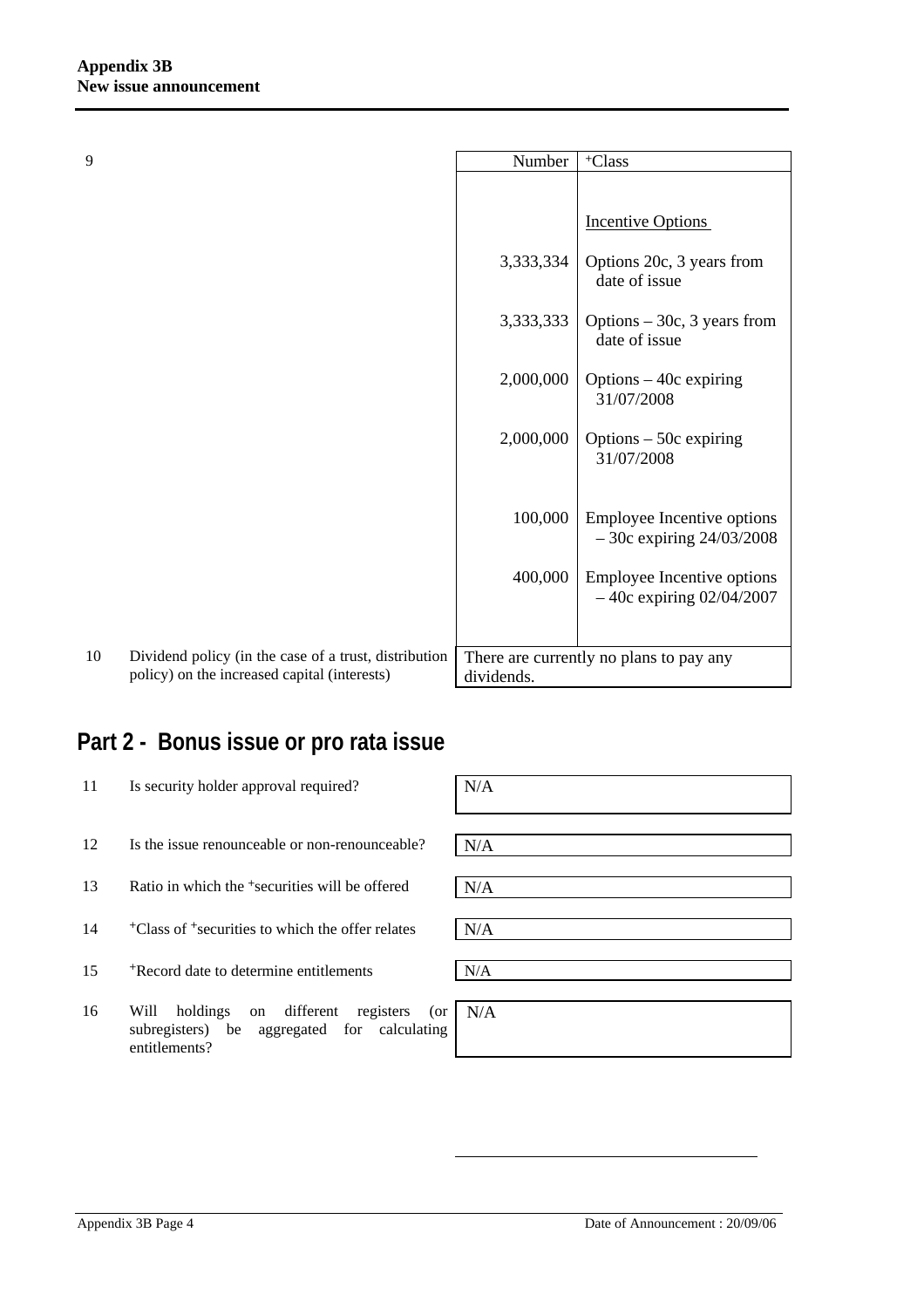| 9 | | Number | +Class |
|---|---|---|---|
| | | | Incentive Options |
| | | 3,333,334 | Options 20c, 3 years from date of issue |
| | | 3,333,333 | Options – 30c, 3 years from date of issue |
| | | 2,000,000 | Options – 40c expiring 31/07/2008 |
| | | 2,000,000 | Options – 50c expiring 31/07/2008 |
| | | 100,000 | Employee Incentive options – 30c expiring 24/03/2008 |
| | | 400,000 | Employee Incentive options – 40c expiring 02/04/2007 |
| 10 | Dividend policy (in the case of a trust, distribution policy) on the increased capital (interests) | There are currently no plans to pay any dividends. | |

## Part 2 - Bonus issue or pro rata issue

| | | |
|---|---|---|
| 11 | Is security holder approval required? | N/A |
| 12 | Is the issue renounceable or non-renounceable? | N/A |
| 13 | Ratio in which the +securities will be offered | N/A |
| 14 | +Class of +securities to which the offer relates | N/A |
| 15 | +Record date to determine entitlements | N/A |
| 16 | Will holdings on different registers (or subregisters) be aggregated for calculating entitlements? | N/A |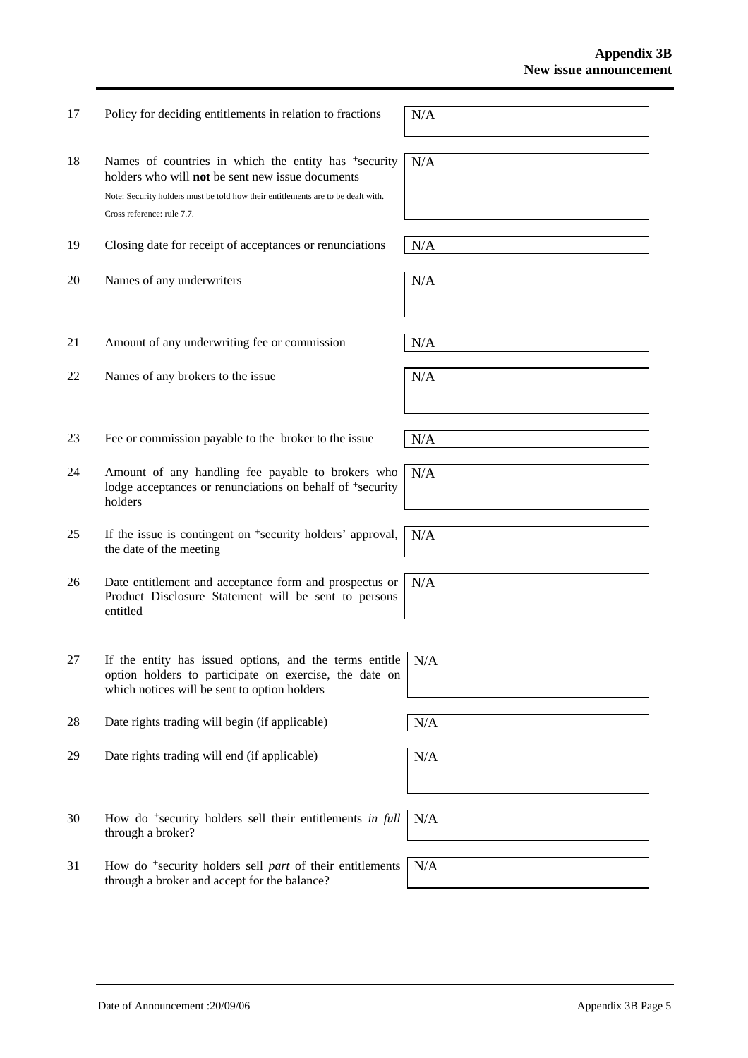| | | |
|---|---|---|
| 17 | Policy for deciding entitlements in relation to fractions | N/A |
| 18 | Names of countries in which the entity has +security holders who will **not** be sent new issue documents<br><br>Note: Security holders must be told how their entitlements are to be dealt with.<br>Cross reference: rule 7.7. | N/A |
| 19 | Closing date for receipt of acceptances or renunciations | N/A |
| 20 | Names of any underwriters | N/A |
| 21 | Amount of any underwriting fee or commission | N/A |
| 22 | Names of any brokers to the issue | N/A |
| 23 | Fee or commission payable to the broker to the issue | N/A |
| 24 | Amount of any handling fee payable to brokers who lodge acceptances or renunciations on behalf of +security holders | N/A |
| 25 | If the issue is contingent on +security holders' approval, the date of the meeting | N/A |
| 26 | Date entitlement and acceptance form and prospectus or Product Disclosure Statement will be sent to persons entitled | N/A |
| 27 | If the entity has issued options, and the terms entitle option holders to participate on exercise, the date on which notices will be sent to option holders | N/A |
| 28 | Date rights trading will begin (if applicable) | N/A |
| 29 | Date rights trading will end (if applicable) | N/A |
| 30 | How do +security holders sell their entitlements *in full* through a broker? | N/A |
| 31 | How do +security holders sell *part* of their entitlements through a broker and accept for the balance? | N/A |

Date of Announcement :20/09/06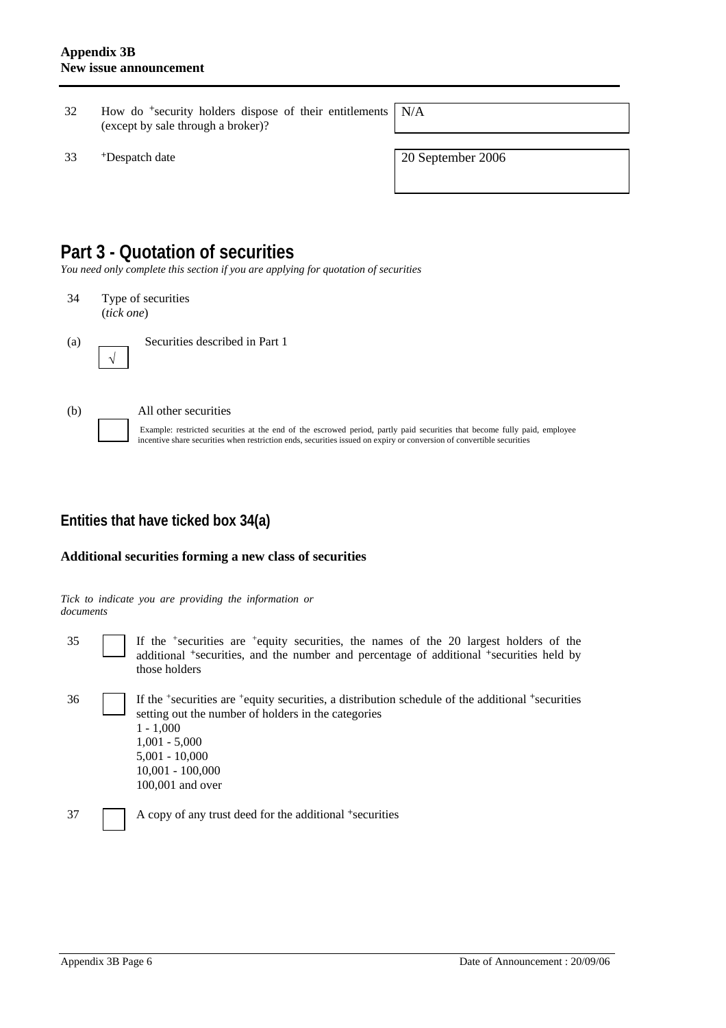| | | |
|---|---|---|
| 32 | How do +security holders dispose of their entitlements (except by sale through a broker)? | N/A |
| 33 | +Despatch date | 20 September 2006 |

# Part 3 - Quotation of securities

*You need only complete this section if you are applying for quotation of securities*

34 Type of securities
(*tick one*)

(a) [√] Securities described in Part 1

(b) [ ] All other securities

Example: restricted securities at the end of the escrowed period, partly paid securities that become fully paid, employee incentive share securities when restriction ends, securities issued on expiry or conversion of convertible securities

## Entities that have ticked box 34(a)

### Additional securities forming a new class of securities

*Tick to indicate you are providing the information or documents*

35 [ ] If the +securities are +equity securities, the names of the 20 largest holders of the additional +securities, and the number and percentage of additional +securities held by those holders

36 [ ] If the +securities are +equity securities, a distribution schedule of the additional +securities setting out the number of holders in the categories
1 - 1,000
1,001 - 5,000
5,001 - 10,000
10,001 - 100,000
100,001 and over

37 [ ] A copy of any trust deed for the additional +securities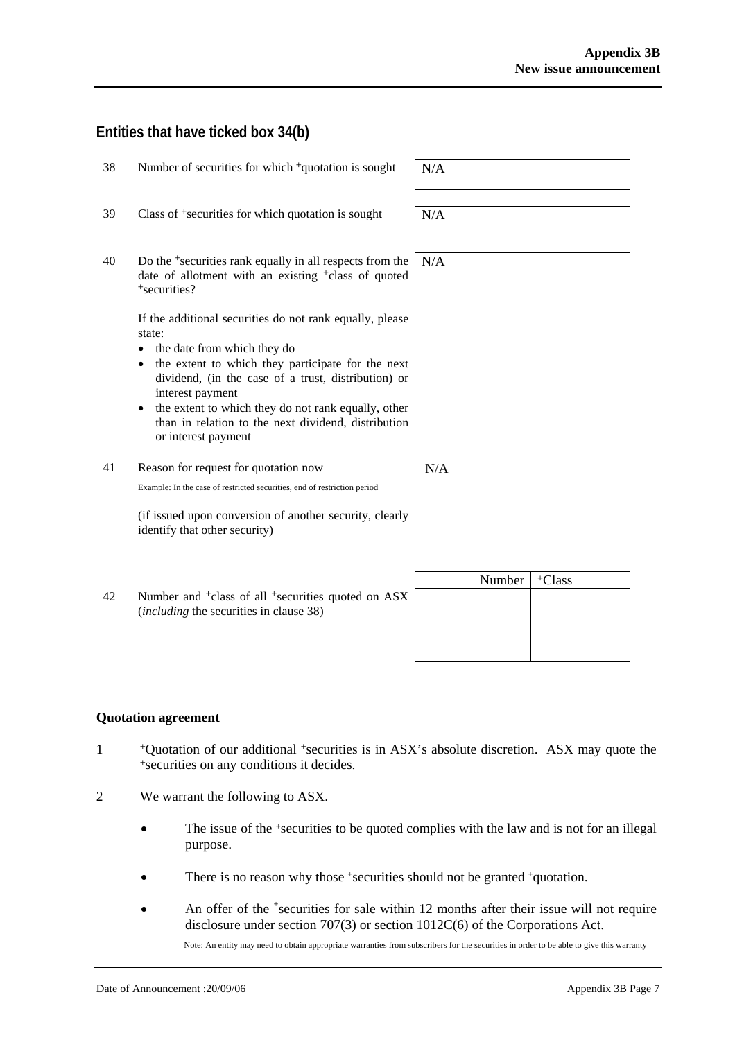## Entities that have ticked box 34(b)

| | | |
|---|---|---|
| 38 | Number of securities for which +quotation is sought | N/A |
| 39 | Class of +securities for which quotation is sought | N/A |
| 40 | Do the +securities rank equally in all respects from the date of allotment with an existing +class of quoted +securities?<br><br>If the additional securities do not rank equally, please state:<br>• the date from which they do<br>• the extent to which they participate for the next dividend, (in the case of a trust, distribution) or interest payment<br>• the extent to which they do not rank equally, other than in relation to the next dividend, distribution or interest payment | N/A |
| 41 | Reason for request for quotation now<br><br>Example: In the case of restricted securities, end of restriction period<br><br>(if issued upon conversion of another security, clearly identify that other security) | N/A |

42 Number and +class of all +securities quoted on ASX (*including* the securities in clause 38)

| Number | +Class |
|---|---|
| | |

### Quotation agreement

1 +Quotation of our additional +securities is in ASX's absolute discretion. ASX may quote the +securities on any conditions it decides.

2 We warrant the following to ASX.

- The issue of the +securities to be quoted complies with the law and is not for an illegal purpose.
- There is no reason why those +securities should not be granted +quotation.
- An offer of the +securities for sale within 12 months after their issue will not require disclosure under section 707(3) or section 1012C(6) of the Corporations Act.

  Note: An entity may need to obtain appropriate warranties from subscribers for the securities in order to be able to give this warranty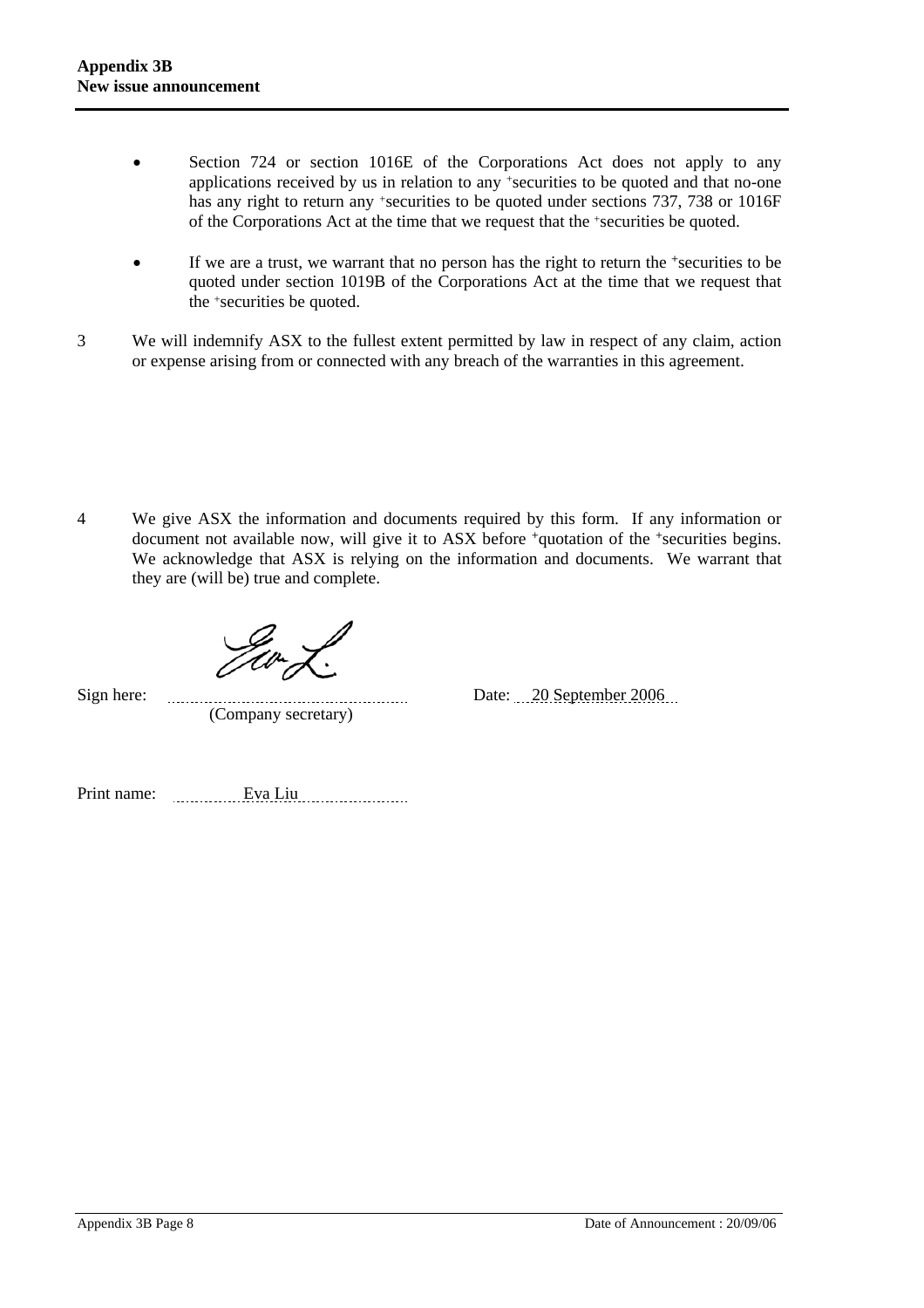- Section 724 or section 1016E of the Corporations Act does not apply to any applications received by us in relation to any +securities to be quoted and that no-one has any right to return any +securities to be quoted under sections 737, 738 or 1016F of the Corporations Act at the time that we request that the +securities be quoted.

- If we are a trust, we warrant that no person has the right to return the +securities to be quoted under section 1019B of the Corporations Act at the time that we request that the +securities be quoted.

3 We will indemnify ASX to the fullest extent permitted by law in respect of any claim, action or expense arising from or connected with any breach of the warranties in this agreement.

4 We give ASX the information and documents required by this form. If any information or document not available now, will give it to ASX before +quotation of the +securities begins. We acknowledge that ASX is relying on the information and documents. We warrant that they are (will be) true and complete.

Sign here: ............................................ Date: 20 September 2006
(Company secretary)

Print name: Eva Liu